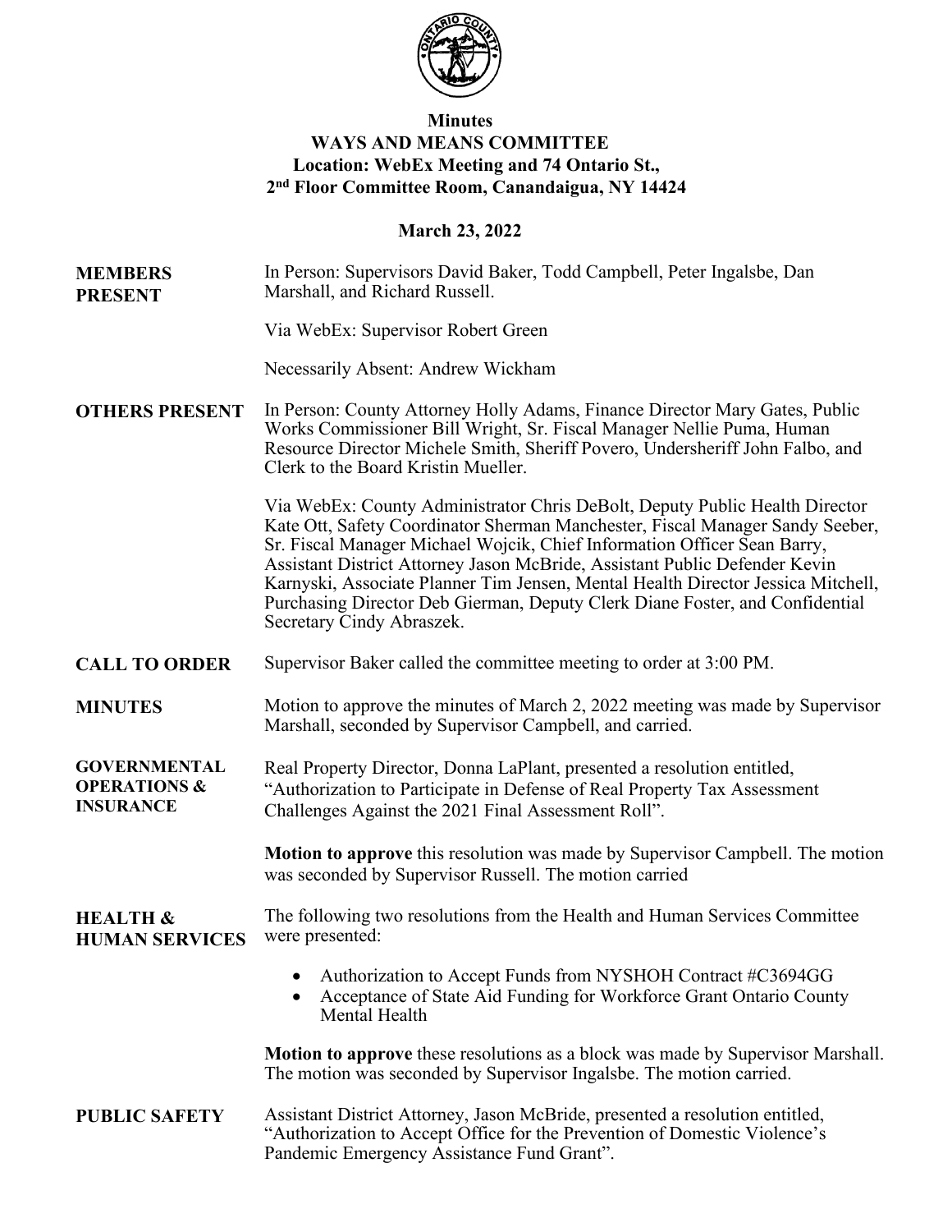# Minutes

## WAYS AND MEANS COMMITTEE

**Location: WebEx Meeting and 74 Ontario St., 2nd Floor Committee Room, Canandaigua, NY 14424**

**March 23, 2022**

**MEMBERS PRESENT**

In Person: Supervisors David Baker, Todd Campbell, Peter Ingalsbe, Dan Marshall, and Richard Russell.

Via WebEx: Supervisor Robert Green

Necessarily Absent: Andrew Wickham

**OTHERS PRESENT**

In Person: County Attorney Holly Adams, Finance Director Mary Gates, Public Works Commissioner Bill Wright, Sr. Fiscal Manager Nellie Puma, Human Resource Director Michele Smith, Sheriff Povero, Undersheriff John Falbo, and Clerk to the Board Kristin Mueller.

Via WebEx: County Administrator Chris DeBolt, Deputy Public Health Director Kate Ott, Safety Coordinator Sherman Manchester, Fiscal Manager Sandy Seeber, Sr. Fiscal Manager Michael Wojcik, Chief Information Officer Sean Barry, Assistant District Attorney Jason McBride, Assistant Public Defender Kevin Karnyski, Associate Planner Tim Jensen, Mental Health Director Jessica Mitchell, Purchasing Director Deb Gierman, Deputy Clerk Diane Foster, and Confidential Secretary Cindy Abraszek.

**CALL TO ORDER**

Supervisor Baker called the committee meeting to order at 3:00 PM.

**MINUTES**

Motion to approve the minutes of March 2, 2022 meeting was made by Supervisor Marshall, seconded by Supervisor Campbell, and carried.

**GOVERNMENTAL OPERATIONS & INSURANCE**

Real Property Director, Donna LaPlant, presented a resolution entitled, "Authorization to Participate in Defense of Real Property Tax Assessment Challenges Against the 2021 Final Assessment Roll".

**Motion to approve** this resolution was made by Supervisor Campbell. The motion was seconded by Supervisor Russell. The motion carried

**HEALTH & HUMAN SERVICES**

The following two resolutions from the Health and Human Services Committee were presented:

- Authorization to Accept Funds from NYSHOH Contract #C3694GG
- Acceptance of State Aid Funding for Workforce Grant Ontario County Mental Health

**Motion to approve** these resolutions as a block was made by Supervisor Marshall. The motion was seconded by Supervisor Ingalsbe. The motion carried.

**PUBLIC SAFETY**

Assistant District Attorney, Jason McBride, presented a resolution entitled, "Authorization to Accept Office for the Prevention of Domestic Violence's Pandemic Emergency Assistance Fund Grant".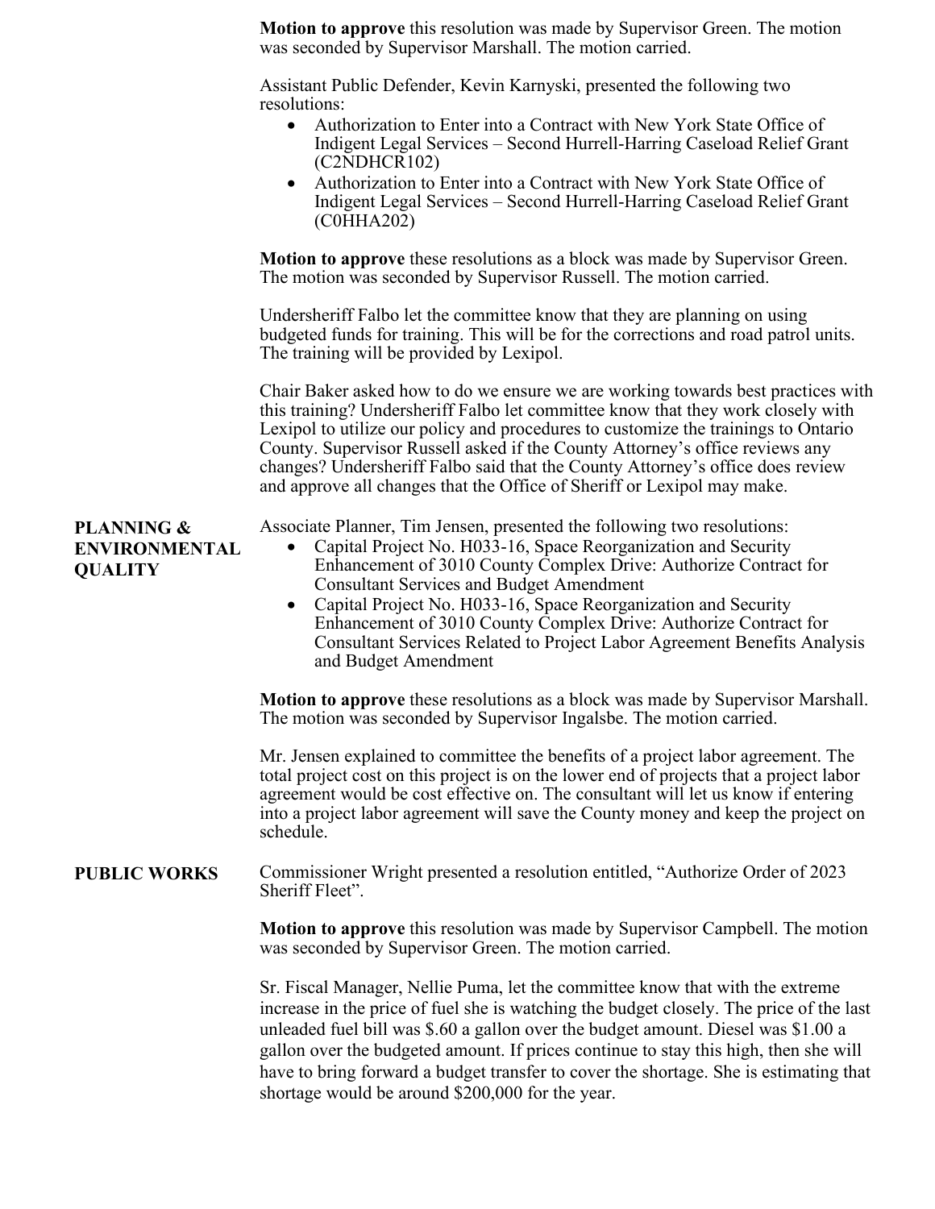**Motion to approve** this resolution was made by Supervisor Green. The motion was seconded by Supervisor Marshall. The motion carried.

Assistant Public Defender, Kevin Karnyski, presented the following two resolutions:

- Authorization to Enter into a Contract with New York State Office of Indigent Legal Services – Second Hurrell-Harring Caseload Relief Grant (C2NDHCR102)
- Authorization to Enter into a Contract with New York State Office of Indigent Legal Services – Second Hurrell-Harring Caseload Relief Grant (C0HHA202)

**Motion to approve** these resolutions as a block was made by Supervisor Green. The motion was seconded by Supervisor Russell. The motion carried.

Undersheriff Falbo let the committee know that they are planning on using budgeted funds for training. This will be for the corrections and road patrol units. The training will be provided by Lexipol.

Chair Baker asked how to do we ensure we are working towards best practices with this training? Undersheriff Falbo let committee know that they work closely with Lexipol to utilize our policy and procedures to customize the trainings to Ontario County. Supervisor Russell asked if the County Attorney's office reviews any changes? Undersheriff Falbo said that the County Attorney's office does review and approve all changes that the Office of Sheriff or Lexipol may make.

**PLANNING & ENVIRONMENTAL QUALITY**

Associate Planner, Tim Jensen, presented the following two resolutions:

- Capital Project No. H033-16, Space Reorganization and Security Enhancement of 3010 County Complex Drive: Authorize Contract for Consultant Services and Budget Amendment
- Capital Project No. H033-16, Space Reorganization and Security Enhancement of 3010 County Complex Drive: Authorize Contract for Consultant Services Related to Project Labor Agreement Benefits Analysis and Budget Amendment

**Motion to approve** these resolutions as a block was made by Supervisor Marshall. The motion was seconded by Supervisor Ingalsbe. The motion carried.

Mr. Jensen explained to committee the benefits of a project labor agreement. The total project cost on this project is on the lower end of projects that a project labor agreement would be cost effective on. The consultant will let us know if entering into a project labor agreement will save the County money and keep the project on schedule.

**PUBLIC WORKS**

Commissioner Wright presented a resolution entitled, "Authorize Order of 2023 Sheriff Fleet".

**Motion to approve** this resolution was made by Supervisor Campbell. The motion was seconded by Supervisor Green. The motion carried.

Sr. Fiscal Manager, Nellie Puma, let the committee know that with the extreme increase in the price of fuel she is watching the budget closely. The price of the last unleaded fuel bill was $.60 a gallon over the budget amount. Diesel was $1.00 a gallon over the budgeted amount. If prices continue to stay this high, then she will have to bring forward a budget transfer to cover the shortage. She is estimating that shortage would be around $200,000 for the year.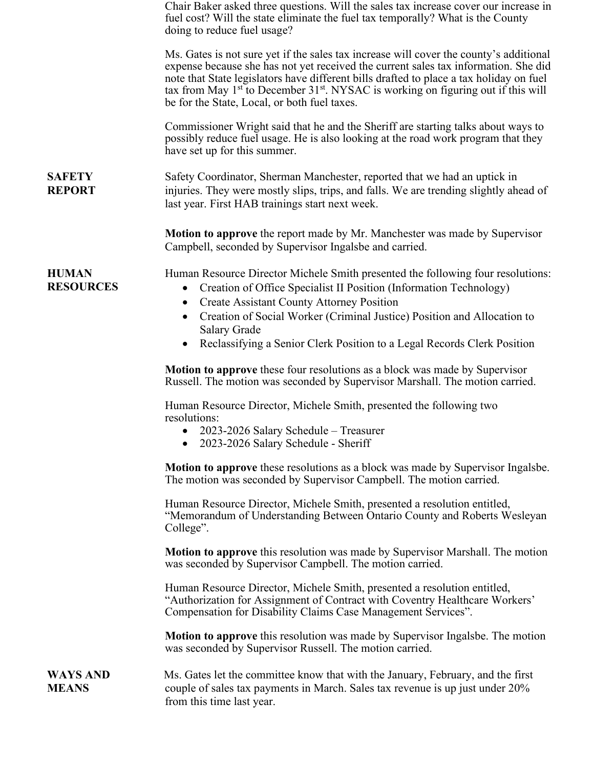Chair Baker asked three questions. Will the sales tax increase cover our increase in fuel cost? Will the state eliminate the fuel tax temporally? What is the County doing to reduce fuel usage?

Ms. Gates is not sure yet if the sales tax increase will cover the county's additional expense because she has not yet received the current sales tax information. She did note that State legislators have different bills drafted to place a tax holiday on fuel tax from May 1st to December 31st. NYSAC is working on figuring out if this will be for the State, Local, or both fuel taxes.

Commissioner Wright said that he and the Sheriff are starting talks about ways to possibly reduce fuel usage. He is also looking at the road work program that they have set up for this summer.

**SAFETY REPORT**

Safety Coordinator, Sherman Manchester, reported that we had an uptick in injuries. They were mostly slips, trips, and falls. We are trending slightly ahead of last year. First HAB trainings start next week.

**Motion to approve** the report made by Mr. Manchester was made by Supervisor Campbell, seconded by Supervisor Ingalsbe and carried.

**HUMAN RESOURCES**

Human Resource Director Michele Smith presented the following four resolutions:

- Creation of Office Specialist II Position (Information Technology)
- Create Assistant County Attorney Position
- Creation of Social Worker (Criminal Justice) Position and Allocation to Salary Grade
- Reclassifying a Senior Clerk Position to a Legal Records Clerk Position

**Motion to approve** these four resolutions as a block was made by Supervisor Russell. The motion was seconded by Supervisor Marshall. The motion carried.

Human Resource Director, Michele Smith, presented the following two resolutions:

- 2023-2026 Salary Schedule – Treasurer
- 2023-2026 Salary Schedule - Sheriff

**Motion to approve** these resolutions as a block was made by Supervisor Ingalsbe. The motion was seconded by Supervisor Campbell. The motion carried.

Human Resource Director, Michele Smith, presented a resolution entitled, "Memorandum of Understanding Between Ontario County and Roberts Wesleyan College".

**Motion to approve** this resolution was made by Supervisor Marshall. The motion was seconded by Supervisor Campbell. The motion carried.

Human Resource Director, Michele Smith, presented a resolution entitled, "Authorization for Assignment of Contract with Coventry Healthcare Workers' Compensation for Disability Claims Case Management Services".

**Motion to approve** this resolution was made by Supervisor Ingalsbe. The motion was seconded by Supervisor Russell. The motion carried.

**WAYS AND MEANS**

Ms. Gates let the committee know that with the January, February, and the first couple of sales tax payments in March. Sales tax revenue is up just under 20% from this time last year.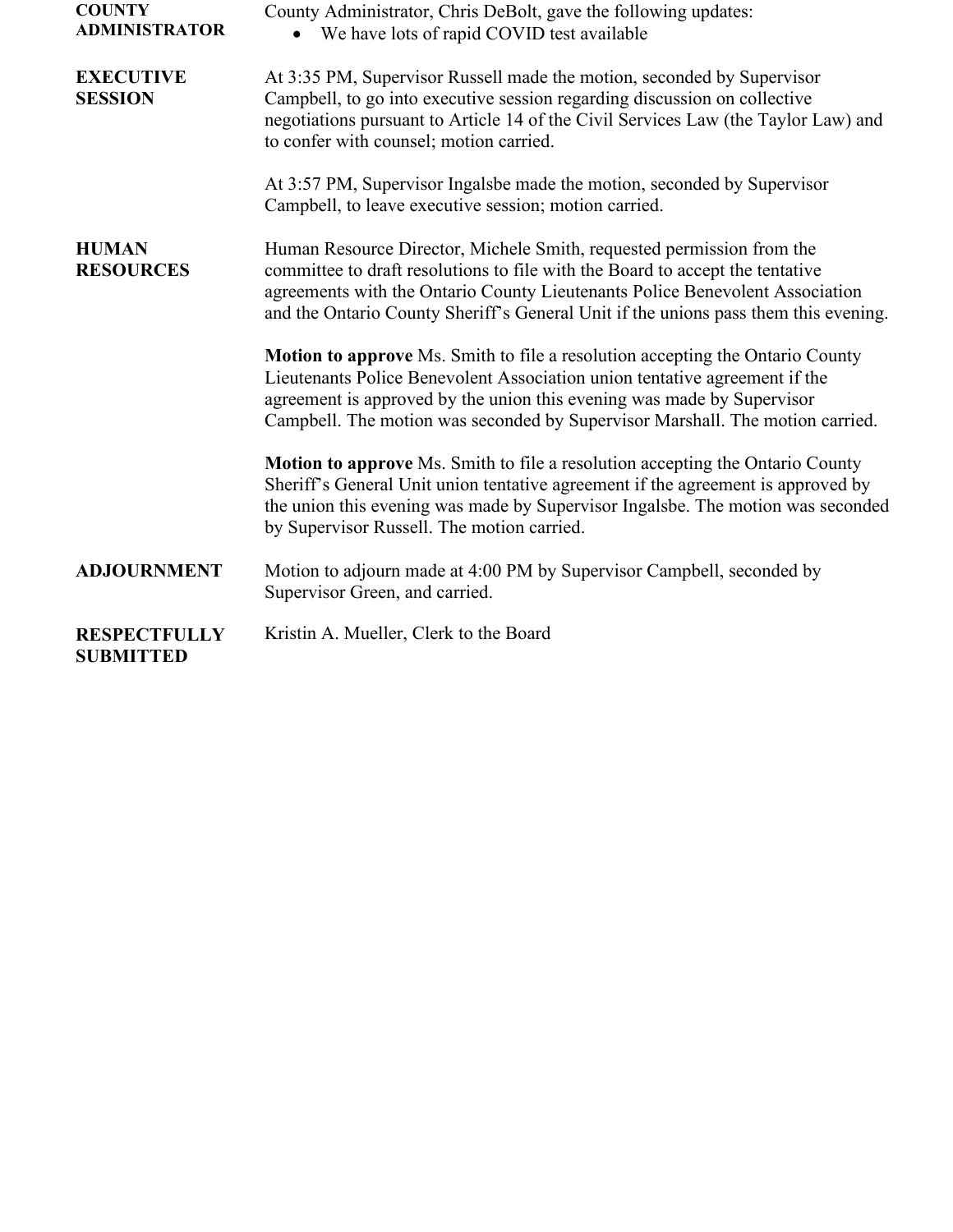**COUNTY ADMINISTRATOR**

County Administrator, Chris DeBolt, gave the following updates:

- We have lots of rapid COVID test available

**EXECUTIVE SESSION**

At 3:35 PM, Supervisor Russell made the motion, seconded by Supervisor Campbell, to go into executive session regarding discussion on collective negotiations pursuant to Article 14 of the Civil Services Law (the Taylor Law) and to confer with counsel; motion carried.

At 3:57 PM, Supervisor Ingalsbe made the motion, seconded by Supervisor Campbell, to leave executive session; motion carried.

**HUMAN RESOURCES**

Human Resource Director, Michele Smith, requested permission from the committee to draft resolutions to file with the Board to accept the tentative agreements with the Ontario County Lieutenants Police Benevolent Association and the Ontario County Sheriff's General Unit if the unions pass them this evening.

**Motion to approve** Ms. Smith to file a resolution accepting the Ontario County Lieutenants Police Benevolent Association union tentative agreement if the agreement is approved by the union this evening was made by Supervisor Campbell. The motion was seconded by Supervisor Marshall. The motion carried.

**Motion to approve** Ms. Smith to file a resolution accepting the Ontario County Sheriff's General Unit union tentative agreement if the agreement is approved by the union this evening was made by Supervisor Ingalsbe. The motion was seconded by Supervisor Russell. The motion carried.

**ADJOURNMENT**

Motion to adjourn made at 4:00 PM by Supervisor Campbell, seconded by Supervisor Green, and carried.

**RESPECTFULLY SUBMITTED**

Kristin A. Mueller, Clerk to the Board